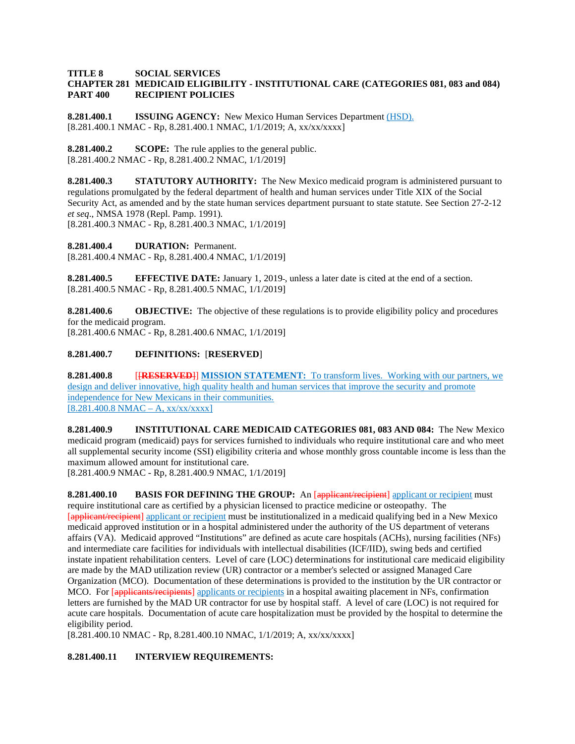**TITLE 8 SOCIAL SERVICES**
**CHAPTER 281 MEDICAID ELIGIBILITY - INSTITUTIONAL CARE (CATEGORIES 081, 083 and 084)**
**PART 400 RECIPIENT POLICIES**

**8.281.400.1 ISSUING AGENCY:** New Mexico Human Services Department (HSD).
[8.281.400.1 NMAC - Rp, 8.281.400.1 NMAC, 1/1/2019; A, xx/xx/xxxx]

**8.281.400.2 SCOPE:** The rule applies to the general public.
[8.281.400.2 NMAC - Rp, 8.281.400.2 NMAC, 1/1/2019]

**8.281.400.3 STATUTORY AUTHORITY:** The New Mexico medicaid program is administered pursuant to regulations promulgated by the federal department of health and human services under Title XIX of the Social Security Act, as amended and by the state human services department pursuant to state statute. See Section 27-2-12 *et seq*., NMSA 1978 (Repl. Pamp. 1991).
[8.281.400.3 NMAC - Rp, 8.281.400.3 NMAC, 1/1/2019]

**8.281.400.4 DURATION:** Permanent.
[8.281.400.4 NMAC - Rp, 8.281.400.4 NMAC, 1/1/2019]

**8.281.400.5 EFFECTIVE DATE:** January 1, 2019, unless a later date is cited at the end of a section.
[8.281.400.5 NMAC - Rp, 8.281.400.5 NMAC, 1/1/2019]

**8.281.400.6 OBJECTIVE:** The objective of these regulations is to provide eligibility policy and procedures for the medicaid program.
[8.281.400.6 NMAC - Rp, 8.281.400.6 NMAC, 1/1/2019]

**8.281.400.7 DEFINITIONS:** [**RESERVED**]

**8.281.400.8** [[**RESERVED**]] **MISSION STATEMENT:** To transform lives. Working with our partners, we design and deliver innovative, high quality health and human services that improve the security and promote independence for New Mexicans in their communities.
[8.281.400.8 NMAC – A, xx/xx/xxxx]

**8.281.400.9 INSTITUTIONAL CARE MEDICAID CATEGORIES 081, 083 AND 084:** The New Mexico medicaid program (medicaid) pays for services furnished to individuals who require institutional care and who meet all supplemental security income (SSI) eligibility criteria and whose monthly gross countable income is less than the maximum allowed amount for institutional care.
[8.281.400.9 NMAC - Rp, 8.281.400.9 NMAC, 1/1/2019]

**8.281.400.10 BASIS FOR DEFINING THE GROUP:** An [applicant/recipient] applicant or recipient must require institutional care as certified by a physician licensed to practice medicine or osteopathy. The [applicant/recipient] applicant or recipient must be institutionalized in a medicaid qualifying bed in a New Mexico medicaid approved institution or in a hospital administered under the authority of the US department of veterans affairs (VA). Medicaid approved "Institutions" are defined as acute care hospitals (ACHs), nursing facilities (NFs) and intermediate care facilities for individuals with intellectual disabilities (ICF/IID), swing beds and certified instate inpatient rehabilitation centers. Level of care (LOC) determinations for institutional care medicaid eligibility are made by the MAD utilization review (UR) contractor or a member's selected or assigned Managed Care Organization (MCO). Documentation of these determinations is provided to the institution by the UR contractor or MCO. For [applicants/recipients] applicants or recipients in a hospital awaiting placement in NFs, confirmation letters are furnished by the MAD UR contractor for use by hospital staff. A level of care (LOC) is not required for acute care hospitals. Documentation of acute care hospitalization must be provided by the hospital to determine the eligibility period.
[8.281.400.10 NMAC - Rp, 8.281.400.10 NMAC, 1/1/2019; A, xx/xx/xxxx]

**8.281.400.11 INTERVIEW REQUIREMENTS:**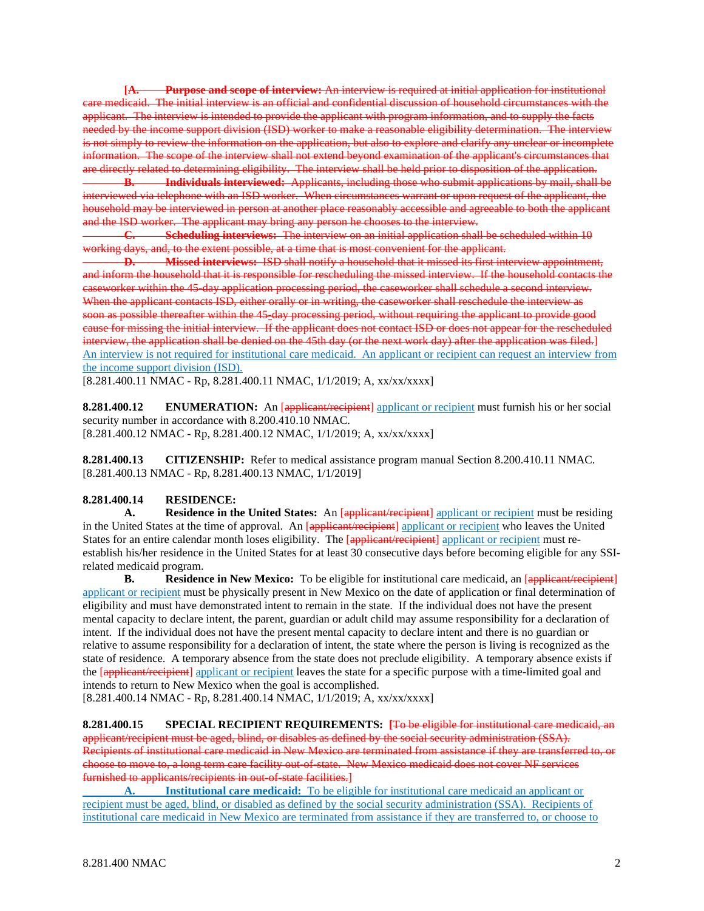[A. **Purpose and scope of interview:** An interview is required at initial application for institutional care medicaid. The initial interview is an official and confidential discussion of household circumstances with the applicant. The interview is intended to provide the applicant with program information, and to supply the facts needed by the income support division (ISD) worker to make a reasonable eligibility determination. The interview is not simply to review the information on the application, but also to explore and clarify any unclear or incomplete information. The scope of the interview shall not extend beyond examination of the applicant's circumstances that are directly related to determining eligibility. The interview shall be held prior to disposition of the application.

B. **Individuals interviewed:** Applicants, including those who submit applications by mail, shall be interviewed via telephone with an ISD worker. When circumstances warrant or upon request of the applicant, the household may be interviewed in person at another place reasonably accessible and agreeable to both the applicant and the ISD worker. The applicant may bring any person he chooses to the interview.

C. **Scheduling interviews:** The interview on an initial application shall be scheduled within 10 working days, and, to the extent possible, at a time that is most convenient for the applicant.

D. **Missed interviews:** ISD shall notify a household that it missed its first interview appointment, and inform the household that it is responsible for rescheduling the missed interview. If the household contacts the caseworker within the 45-day application processing period, the caseworker shall schedule a second interview. When the applicant contacts ISD, either orally or in writing, the caseworker shall reschedule the interview as soon as possible thereafter within the 45-day processing period, without requiring the applicant to provide good cause for missing the initial interview. If the applicant does not contact ISD or does not appear for the rescheduled interview, the application shall be denied on the 45th day (or the next work day) after the application was filed.] An interview is not required for institutional care medicaid. An applicant or recipient can request an interview from the income support division (ISD).

[8.281.400.11 NMAC - Rp, 8.281.400.11 NMAC, 1/1/2019; A, xx/xx/xxxx]

**8.281.400.12 ENUMERATION:** An [applicant/recipient] applicant or recipient must furnish his or her social security number in accordance with 8.200.410.10 NMAC.

[8.281.400.12 NMAC - Rp, 8.281.400.12 NMAC, 1/1/2019; A, xx/xx/xxxx]

**8.281.400.13 CITIZENSHIP:** Refer to medical assistance program manual Section 8.200.410.11 NMAC.

[8.281.400.13 NMAC - Rp, 8.281.400.13 NMAC, 1/1/2019]

**8.281.400.14 RESIDENCE:**

**A. Residence in the United States:** An [applicant/recipient] applicant or recipient must be residing in the United States at the time of approval. An [applicant/recipient] applicant or recipient who leaves the United States for an entire calendar month loses eligibility. The [applicant/recipient] applicant or recipient must re-establish his/her residence in the United States for at least 30 consecutive days before becoming eligible for any SSI-related medicaid program.

**B. Residence in New Mexico:** To be eligible for institutional care medicaid, an [applicant/recipient] applicant or recipient must be physically present in New Mexico on the date of application or final determination of eligibility and must have demonstrated intent to remain in the state. If the individual does not have the present mental capacity to declare intent, the parent, guardian or adult child may assume responsibility for a declaration of intent. If the individual does not have the present mental capacity to declare intent and there is no guardian or relative to assume responsibility for a declaration of intent, the state where the person is living is recognized as the state of residence. A temporary absence from the state does not preclude eligibility. A temporary absence exists if the [applicant/recipient] applicant or recipient leaves the state for a specific purpose with a time-limited goal and intends to return to New Mexico when the goal is accomplished.

[8.281.400.14 NMAC - Rp, 8.281.400.14 NMAC, 1/1/2019; A, xx/xx/xxxx]

**8.281.400.15 SPECIAL RECIPIENT REQUIREMENTS:** [To be eligible for institutional care medicaid, an applicant/recipient must be aged, blind, or disables as defined by the social security administration (SSA). Recipients of institutional care medicaid in New Mexico are terminated from assistance if they are transferred to, or choose to move to, a long term care facility out-of-state. New Mexico medicaid does not cover NF services furnished to applicants/recipients in out-of-state facilities.]

**A. Institutional care medicaid:** To be eligible for institutional care medicaid an applicant or recipient must be aged, blind, or disabled as defined by the social security administration (SSA). Recipients of institutional care medicaid in New Mexico are terminated from assistance if they are transferred to, or choose to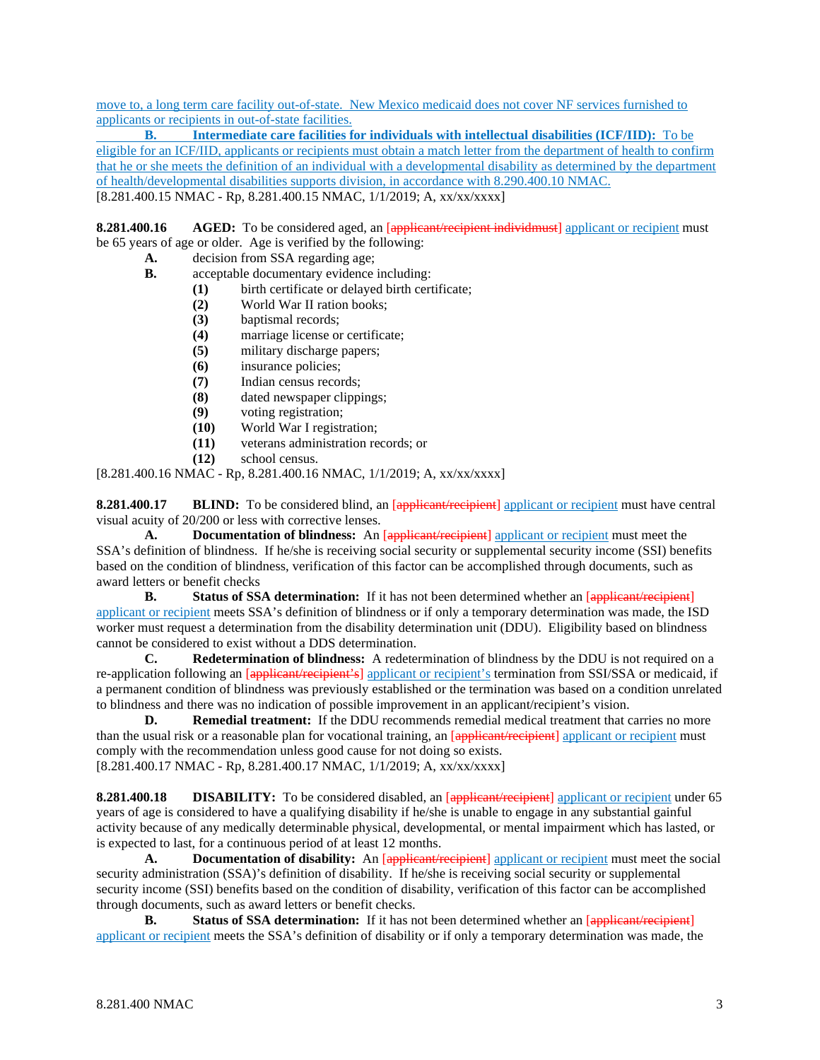move to, a long term care facility out-of-state. New Mexico medicaid does not cover NF services furnished to applicants or recipients in out-of-state facilities.

**B. Intermediate care facilities for individuals with intellectual disabilities (ICF/IID):** To be eligible for an ICF/IID, applicants or recipients must obtain a match letter from the department of health to confirm that he or she meets the definition of an individual with a developmental disability as determined by the department of health/developmental disabilities supports division, in accordance with 8.290.400.10 NMAC.

[8.281.400.15 NMAC - Rp, 8.281.400.15 NMAC, 1/1/2019; A, xx/xx/xxxx]

**8.281.400.16 AGED:** To be considered aged, an [~~applicant/recipient individmust~~] applicant or recipient must be 65 years of age or older. Age is verified by the following:

**A.** decision from SSA regarding age;

**B.** acceptable documentary evidence including:

**(1)** birth certificate or delayed birth certificate;

**(2)** World War II ration books;

**(3)** baptismal records;

**(4)** marriage license or certificate;

**(5)** military discharge papers;

**(6)** insurance policies;

**(7)** Indian census records;

**(8)** dated newspaper clippings;

**(9)** voting registration;

**(10)** World War I registration;

**(11)** veterans administration records; or

**(12)** school census.

[8.281.400.16 NMAC - Rp, 8.281.400.16 NMAC, 1/1/2019; A, xx/xx/xxxx]

**8.281.400.17 BLIND:** To be considered blind, an [~~applicant/recipient~~] applicant or recipient must have central visual acuity of 20/200 or less with corrective lenses.

**A. Documentation of blindness:** An [~~applicant/recipient~~] applicant or recipient must meet the SSA's definition of blindness. If he/she is receiving social security or supplemental security income (SSI) benefits based on the condition of blindness, verification of this factor can be accomplished through documents, such as award letters or benefit checks

**B. Status of SSA determination:** If it has not been determined whether an [~~applicant/recipient~~] applicant or recipient meets SSA's definition of blindness or if only a temporary determination was made, the ISD worker must request a determination from the disability determination unit (DDU). Eligibility based on blindness cannot be considered to exist without a DDS determination.

**C. Redetermination of blindness:** A redetermination of blindness by the DDU is not required on a re-application following an [~~applicant/recipient's~~] applicant or recipient's termination from SSI/SSA or medicaid, if a permanent condition of blindness was previously established or the termination was based on a condition unrelated to blindness and there was no indication of possible improvement in an applicant/recipient's vision.

**D. Remedial treatment:** If the DDU recommends remedial medical treatment that carries no more than the usual risk or a reasonable plan for vocational training, an [~~applicant/recipient~~] applicant or recipient must comply with the recommendation unless good cause for not doing so exists.

[8.281.400.17 NMAC - Rp, 8.281.400.17 NMAC, 1/1/2019; A, xx/xx/xxxx]

**8.281.400.18 DISABILITY:** To be considered disabled, an [~~applicant/recipient~~] applicant or recipient under 65 years of age is considered to have a qualifying disability if he/she is unable to engage in any substantial gainful activity because of any medically determinable physical, developmental, or mental impairment which has lasted, or is expected to last, for a continuous period of at least 12 months.

**A. Documentation of disability:** An [~~applicant/recipient~~] applicant or recipient must meet the social security administration (SSA)'s definition of disability. If he/she is receiving social security or supplemental security income (SSI) benefits based on the condition of disability, verification of this factor can be accomplished through documents, such as award letters or benefit checks.

**B. Status of SSA determination:** If it has not been determined whether an [~~applicant/recipient~~] applicant or recipient meets the SSA's definition of disability or if only a temporary determination was made, the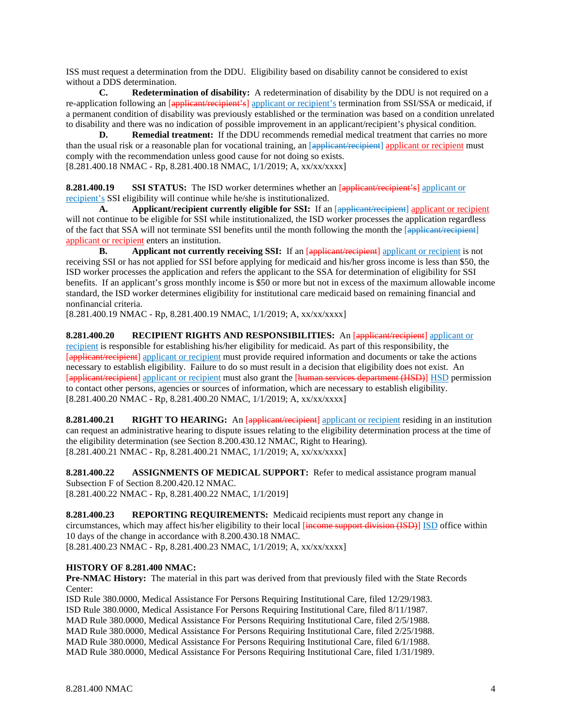ISS must request a determination from the DDU. Eligibility based on disability cannot be considered to exist without a DDS determination.

**C. Redetermination of disability:** A redetermination of disability by the DDU is not required on a re-application following an [~~applicant/recipient's~~] applicant or recipient's termination from SSI/SSA or medicaid, if a permanent condition of disability was previously established or the termination was based on a condition unrelated to disability and there was no indication of possible improvement in an applicant/recipient's physical condition.

**D. Remedial treatment:** If the DDU recommends remedial medical treatment that carries no more than the usual risk or a reasonable plan for vocational training, an [~~applicant/recipient~~] applicant or recipient must comply with the recommendation unless good cause for not doing so exists.

[8.281.400.18 NMAC - Rp, 8.281.400.18 NMAC, 1/1/2019; A, xx/xx/xxxx]

**8.281.400.19 SSI STATUS:** The ISD worker determines whether an [~~applicant/recipient's~~] applicant or recipient's SSI eligibility will continue while he/she is institutionalized.

**A. Applicant/recipient currently eligible for SSI:** If an [~~applicant/recipient~~] applicant or recipient will not continue to be eligible for SSI while institutionalized, the ISD worker processes the application regardless of the fact that SSA will not terminate SSI benefits until the month following the month the [~~applicant/recipient~~] applicant or recipient enters an institution.

**B. Applicant not currently receiving SSI:** If an [~~applicant/recipient~~] applicant or recipient is not receiving SSI or has not applied for SSI before applying for medicaid and his/her gross income is less than $50, the ISD worker processes the application and refers the applicant to the SSA for determination of eligibility for SSI benefits. If an applicant's gross monthly income is $50 or more but not in excess of the maximum allowable income standard, the ISD worker determines eligibility for institutional care medicaid based on remaining financial and nonfinancial criteria.

[8.281.400.19 NMAC - Rp, 8.281.400.19 NMAC, 1/1/2019; A, xx/xx/xxxx]

**8.281.400.20 RECIPIENT RIGHTS AND RESPONSIBILITIES:** An [~~applicant/recipient~~] applicant or recipient is responsible for establishing his/her eligibility for medicaid. As part of this responsibility, the [~~applicant/recipient~~] applicant or recipient must provide required information and documents or take the actions necessary to establish eligibility. Failure to do so must result in a decision that eligibility does not exist. An [~~applicant/recipient~~] applicant or recipient must also grant the [~~human services department (HSD)~~] HSD permission to contact other persons, agencies or sources of information, which are necessary to establish eligibility.

[8.281.400.20 NMAC - Rp, 8.281.400.20 NMAC, 1/1/2019; A, xx/xx/xxxx]

**8.281.400.21 RIGHT TO HEARING:** An [~~applicant/recipient~~] applicant or recipient residing in an institution can request an administrative hearing to dispute issues relating to the eligibility determination process at the time of the eligibility determination (see Section 8.200.430.12 NMAC, Right to Hearing).

[8.281.400.21 NMAC - Rp, 8.281.400.21 NMAC, 1/1/2019; A, xx/xx/xxxx]

**8.281.400.22 ASSIGNMENTS OF MEDICAL SUPPORT:** Refer to medical assistance program manual Subsection F of Section 8.200.420.12 NMAC.

[8.281.400.22 NMAC - Rp, 8.281.400.22 NMAC, 1/1/2019]

**8.281.400.23 REPORTING REQUIREMENTS:** Medicaid recipients must report any change in circumstances, which may affect his/her eligibility to their local [~~income support division (ISD)~~] ISD office within 10 days of the change in accordance with 8.200.430.18 NMAC.

[8.281.400.23 NMAC - Rp, 8.281.400.23 NMAC, 1/1/2019; A, xx/xx/xxxx]

**HISTORY OF 8.281.400 NMAC:**

**Pre-NMAC History:** The material in this part was derived from that previously filed with the State Records Center:

ISD Rule 380.0000, Medical Assistance For Persons Requiring Institutional Care, filed 12/29/1983.
ISD Rule 380.0000, Medical Assistance For Persons Requiring Institutional Care, filed 8/11/1987.
MAD Rule 380.0000, Medical Assistance For Persons Requiring Institutional Care, filed 2/5/1988.
MAD Rule 380.0000, Medical Assistance For Persons Requiring Institutional Care, filed 2/25/1988.
MAD Rule 380.0000, Medical Assistance For Persons Requiring Institutional Care, filed 6/1/1988.
MAD Rule 380.0000, Medical Assistance For Persons Requiring Institutional Care, filed 1/31/1989.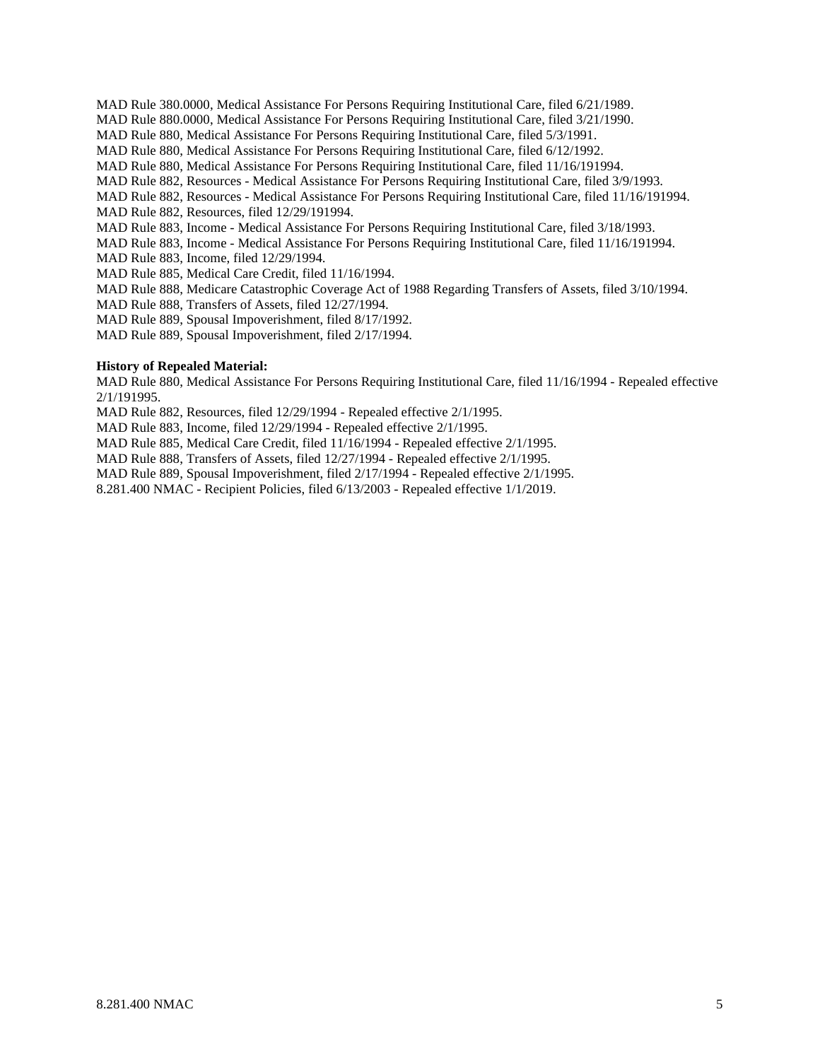MAD Rule 380.0000, Medical Assistance For Persons Requiring Institutional Care, filed 6/21/1989.
MAD Rule 880.0000, Medical Assistance For Persons Requiring Institutional Care, filed 3/21/1990.
MAD Rule 880, Medical Assistance For Persons Requiring Institutional Care, filed 5/3/1991.
MAD Rule 880, Medical Assistance For Persons Requiring Institutional Care, filed 6/12/1992.
MAD Rule 880, Medical Assistance For Persons Requiring Institutional Care, filed 11/16/191994.
MAD Rule 882, Resources - Medical Assistance For Persons Requiring Institutional Care, filed 3/9/1993.
MAD Rule 882, Resources - Medical Assistance For Persons Requiring Institutional Care, filed 11/16/191994.
MAD Rule 882, Resources, filed 12/29/191994.
MAD Rule 883, Income - Medical Assistance For Persons Requiring Institutional Care, filed 3/18/1993.
MAD Rule 883, Income - Medical Assistance For Persons Requiring Institutional Care, filed 11/16/191994.
MAD Rule 883, Income, filed 12/29/1994.
MAD Rule 885, Medical Care Credit, filed 11/16/1994.
MAD Rule 888, Medicare Catastrophic Coverage Act of 1988 Regarding Transfers of Assets, filed 3/10/1994.
MAD Rule 888, Transfers of Assets, filed 12/27/1994.
MAD Rule 889, Spousal Impoverishment, filed 8/17/1992.
MAD Rule 889, Spousal Impoverishment, filed 2/17/1994.

**History of Repealed Material:**
MAD Rule 880, Medical Assistance For Persons Requiring Institutional Care, filed 11/16/1994 - Repealed effective 2/1/191995.
MAD Rule 882, Resources, filed 12/29/1994 - Repealed effective 2/1/1995.
MAD Rule 883, Income, filed 12/29/1994 - Repealed effective 2/1/1995.
MAD Rule 885, Medical Care Credit, filed 11/16/1994 - Repealed effective 2/1/1995.
MAD Rule 888, Transfers of Assets, filed 12/27/1994 - Repealed effective 2/1/1995.
MAD Rule 889, Spousal Impoverishment, filed 2/17/1994 - Repealed effective 2/1/1995.
8.281.400 NMAC - Recipient Policies, filed 6/13/2003 - Repealed effective 1/1/2019.